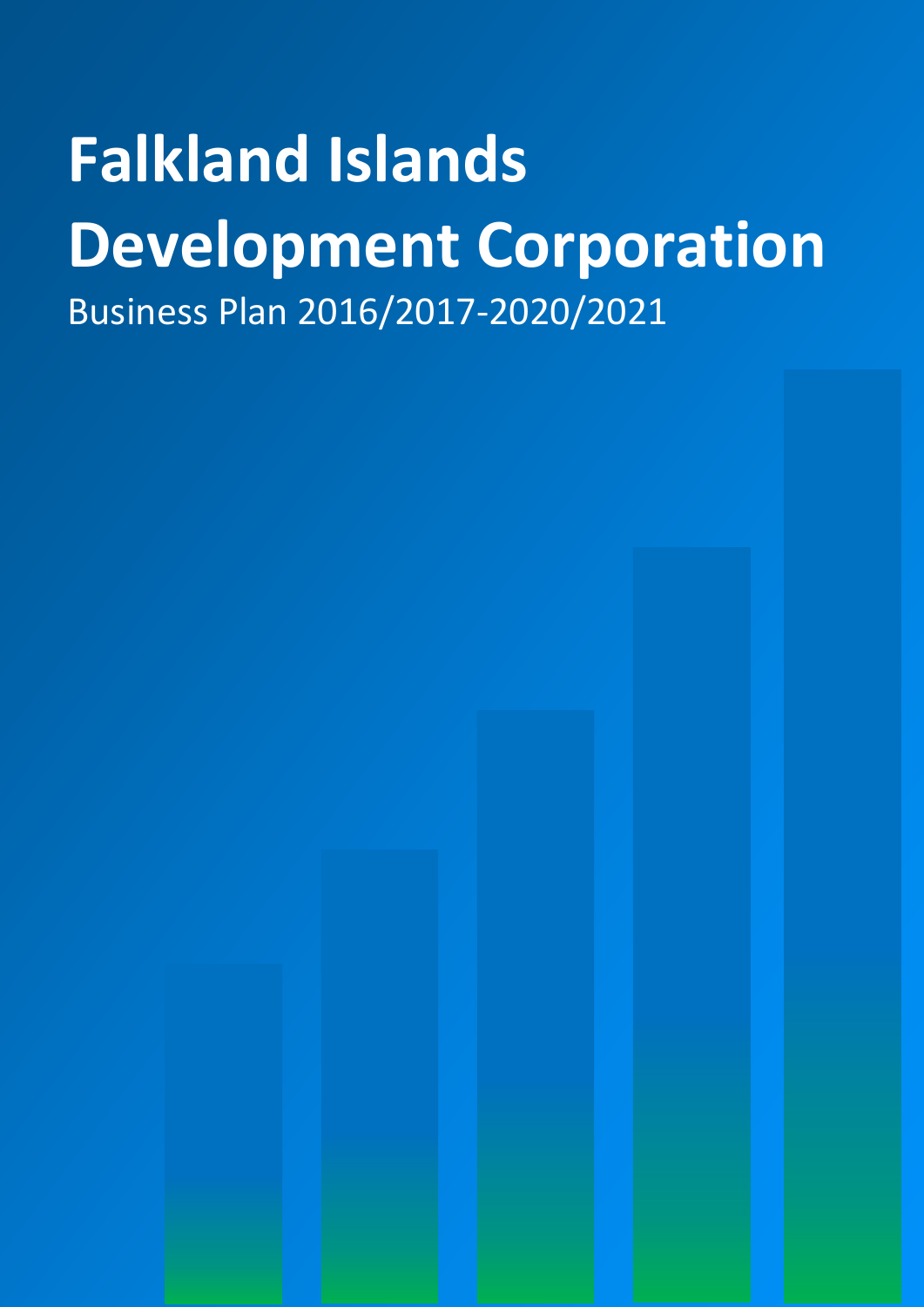# Falkland Islands Development Corporation

Business Plan 2016/2017-2020/2021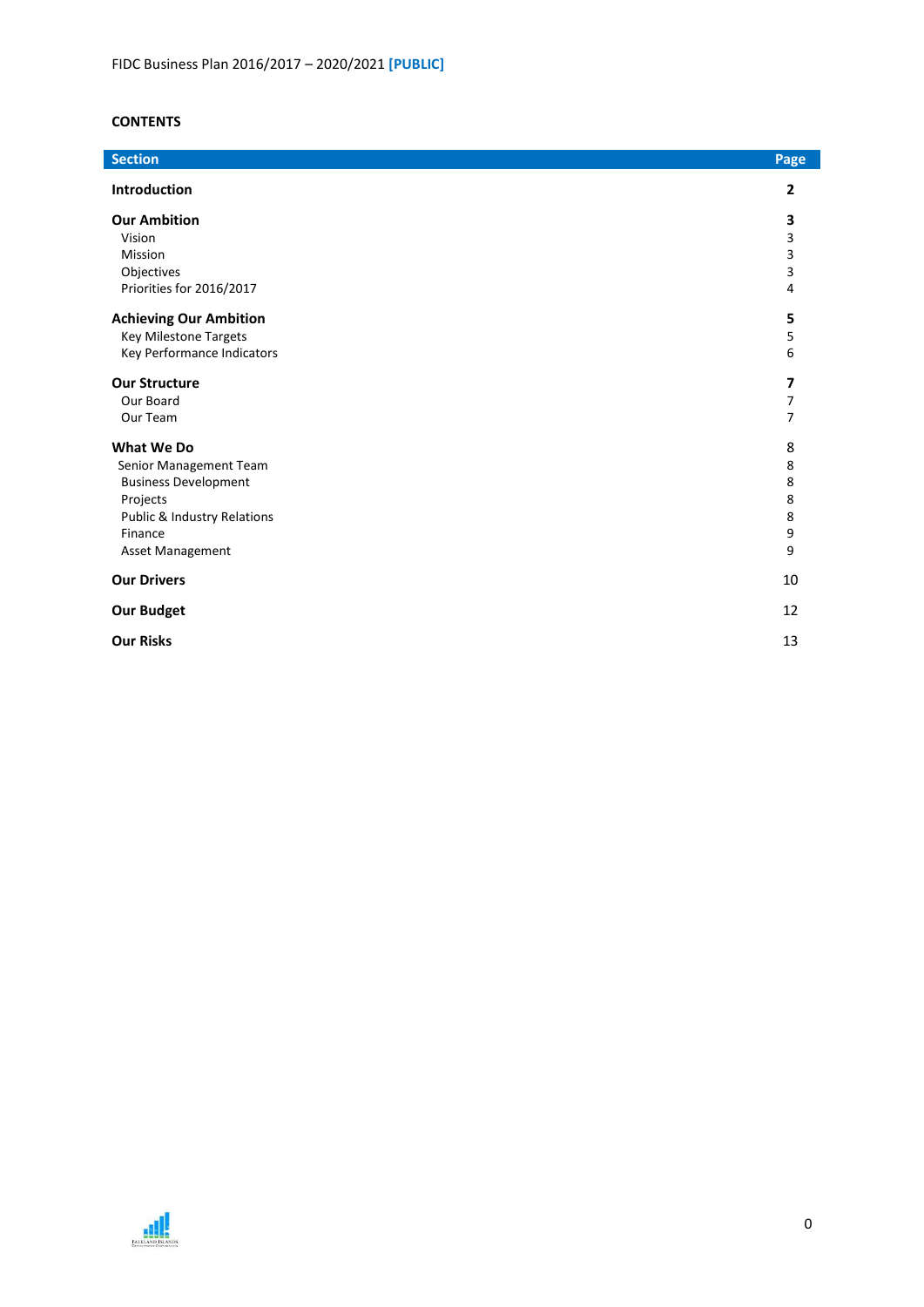**CONTENTS**

| Section | Page |
|---|---|
| **Introduction** | **2** |
| **Our Ambition** | **3** |
| Vision | 3 |
| Mission | 3 |
| Objectives | 3 |
| Priorities for 2016/2017 | 4 |
| **Achieving Our Ambition** | **5** |
| Key Milestone Targets | 5 |
| Key Performance Indicators | 6 |
| **Our Structure** | **7** |
| Our Board | 7 |
| Our Team | 7 |
| **What We Do** | 8 |
| Senior Management Team | 8 |
| Business Development | 8 |
| Projects | 8 |
| Public & Industry Relations | 8 |
| Finance | 9 |
| Asset Management | 9 |
| **Our Drivers** | 10 |
| **Our Budget** | 12 |
| **Our Risks** | 13 |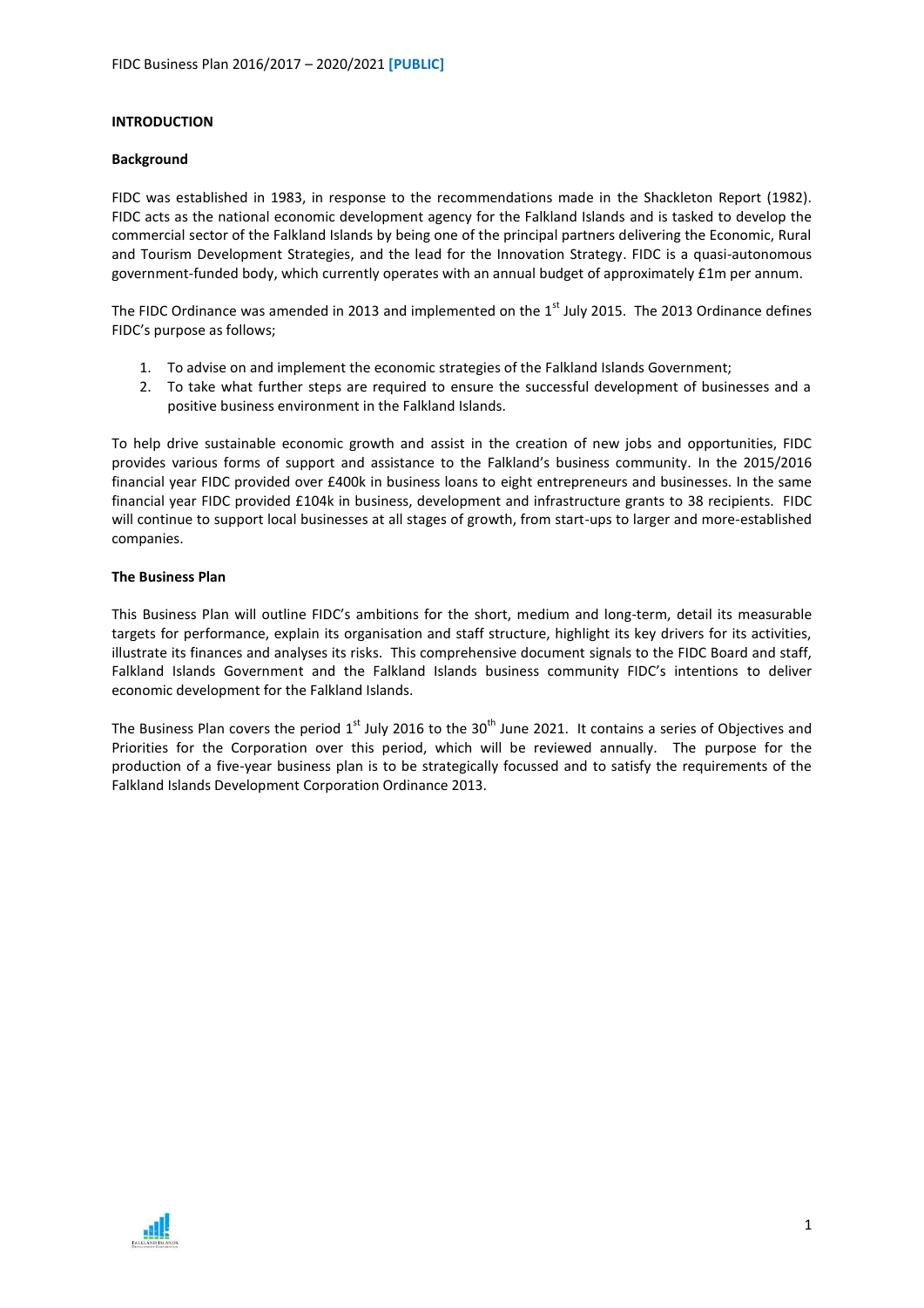**INTRODUCTION**

**Background**

FIDC was established in 1983, in response to the recommendations made in the Shackleton Report (1982). FIDC acts as the national economic development agency for the Falkland Islands and is tasked to develop the commercial sector of the Falkland Islands by being one of the principal partners delivering the Economic, Rural and Tourism Development Strategies, and the lead for the Innovation Strategy. FIDC is a quasi-autonomous government-funded body, which currently operates with an annual budget of approximately £1m per annum.

The FIDC Ordinance was amended in 2013 and implemented on the 1st July 2015. The 2013 Ordinance defines FIDC's purpose as follows;

1. To advise on and implement the economic strategies of the Falkland Islands Government;
2. To take what further steps are required to ensure the successful development of businesses and a positive business environment in the Falkland Islands.

To help drive sustainable economic growth and assist in the creation of new jobs and opportunities, FIDC provides various forms of support and assistance to the Falkland's business community. In the 2015/2016 financial year FIDC provided over £400k in business loans to eight entrepreneurs and businesses. In the same financial year FIDC provided £104k in business, development and infrastructure grants to 38 recipients. FIDC will continue to support local businesses at all stages of growth, from start-ups to larger and more-established companies.

**The Business Plan**

This Business Plan will outline FIDC's ambitions for the short, medium and long-term, detail its measurable targets for performance, explain its organisation and staff structure, highlight its key drivers for its activities, illustrate its finances and analyses its risks. This comprehensive document signals to the FIDC Board and staff, Falkland Islands Government and the Falkland Islands business community FIDC's intentions to deliver economic development for the Falkland Islands.

The Business Plan covers the period 1st July 2016 to the 30th June 2021. It contains a series of Objectives and Priorities for the Corporation over this period, which will be reviewed annually. The purpose for the production of a five-year business plan is to be strategically focussed and to satisfy the requirements of the Falkland Islands Development Corporation Ordinance 2013.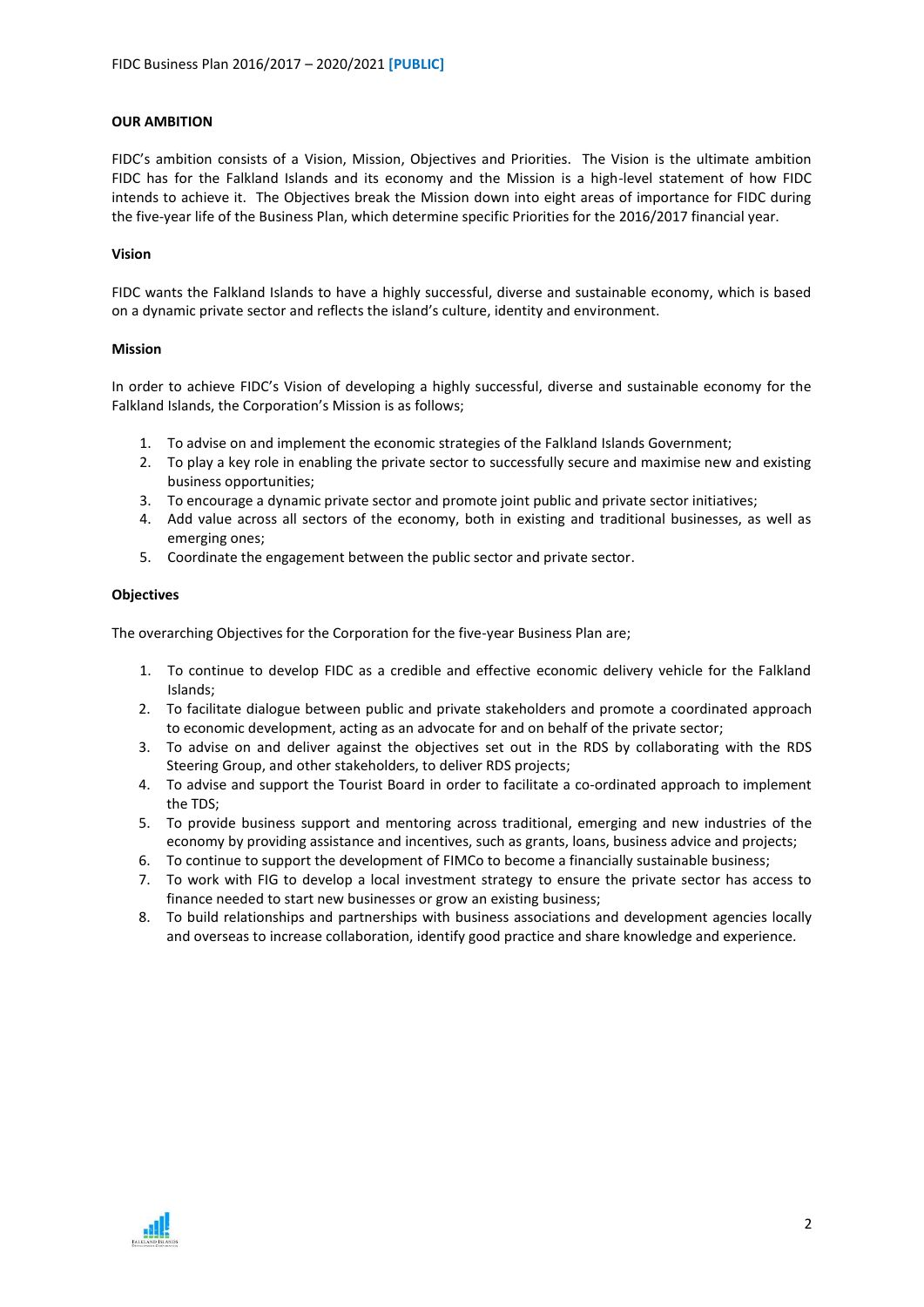## OUR AMBITION

FIDC's ambition consists of a Vision, Mission, Objectives and Priorities. The Vision is the ultimate ambition FIDC has for the Falkland Islands and its economy and the Mission is a high-level statement of how FIDC intends to achieve it. The Objectives break the Mission down into eight areas of importance for FIDC during the five-year life of the Business Plan, which determine specific Priorities for the 2016/2017 financial year.

### Vision

FIDC wants the Falkland Islands to have a highly successful, diverse and sustainable economy, which is based on a dynamic private sector and reflects the island's culture, identity and environment.

### Mission

In order to achieve FIDC's Vision of developing a highly successful, diverse and sustainable economy for the Falkland Islands, the Corporation's Mission is as follows;

1. To advise on and implement the economic strategies of the Falkland Islands Government;
2. To play a key role in enabling the private sector to successfully secure and maximise new and existing business opportunities;
3. To encourage a dynamic private sector and promote joint public and private sector initiatives;
4. Add value across all sectors of the economy, both in existing and traditional businesses, as well as emerging ones;
5. Coordinate the engagement between the public sector and private sector.

### Objectives

The overarching Objectives for the Corporation for the five-year Business Plan are;

1. To continue to develop FIDC as a credible and effective economic delivery vehicle for the Falkland Islands;
2. To facilitate dialogue between public and private stakeholders and promote a coordinated approach to economic development, acting as an advocate for and on behalf of the private sector;
3. To advise on and deliver against the objectives set out in the RDS by collaborating with the RDS Steering Group, and other stakeholders, to deliver RDS projects;
4. To advise and support the Tourist Board in order to facilitate a co-ordinated approach to implement the TDS;
5. To provide business support and mentoring across traditional, emerging and new industries of the economy by providing assistance and incentives, such as grants, loans, business advice and projects;
6. To continue to support the development of FIMCo to become a financially sustainable business;
7. To work with FIG to develop a local investment strategy to ensure the private sector has access to finance needed to start new businesses or grow an existing business;
8. To build relationships and partnerships with business associations and development agencies locally and overseas to increase collaboration, identify good practice and share knowledge and experience.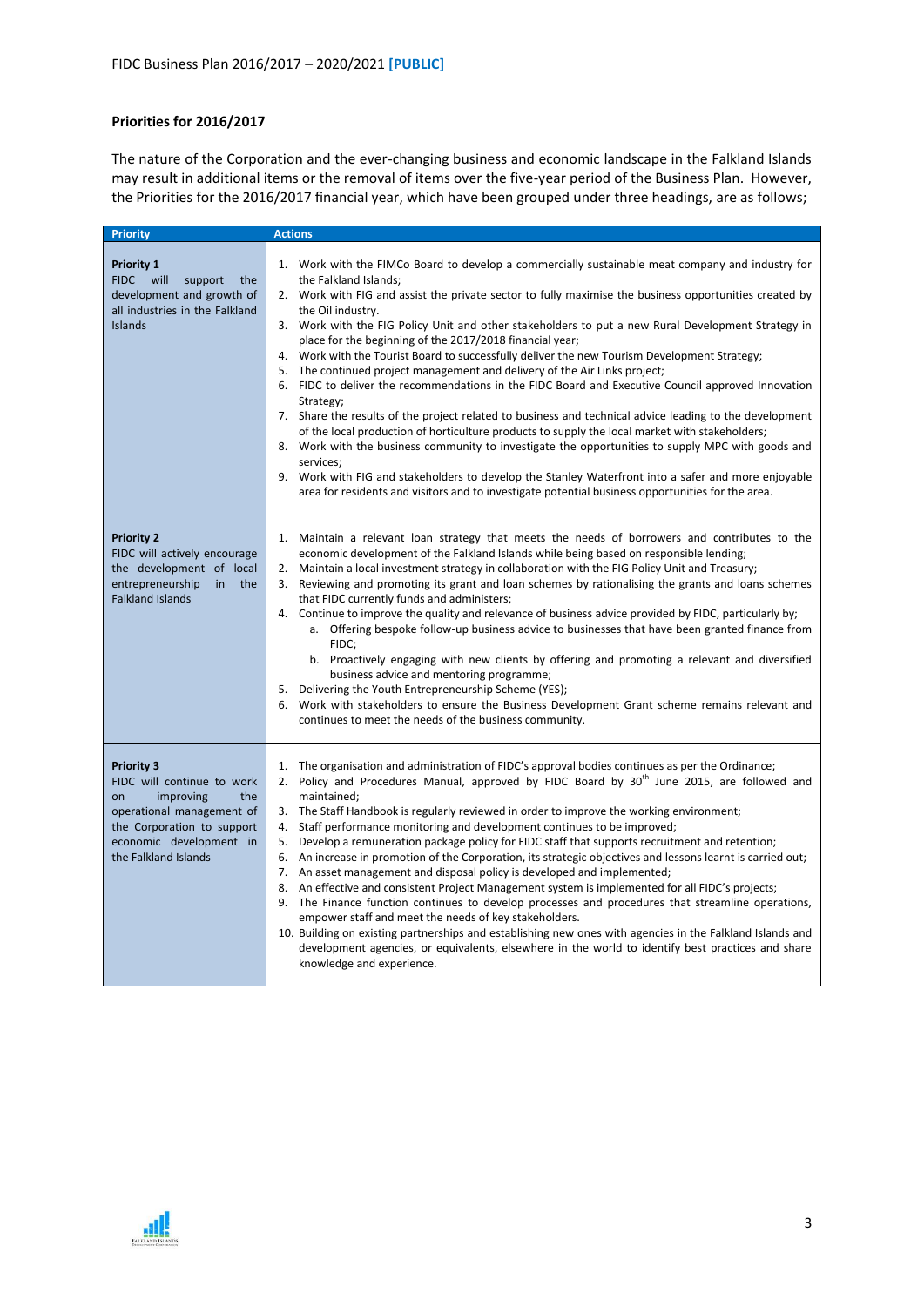**Priorities for 2016/2017**

The nature of the Corporation and the ever-changing business and economic landscape in the Falkland Islands may result in additional items or the removal of items over the five-year period of the Business Plan. However, the Priorities for the 2016/2017 financial year, which have been grouped under three headings, are as follows;

| Priority | Actions |
|---|---|
| **Priority 1**<br>FIDC will support the development and growth of all industries in the Falkland Islands | 1. Work with the FIMCo Board to develop a commercially sustainable meat company and industry for the Falkland Islands;<br>2. Work with FIG and assist the private sector to fully maximise the business opportunities created by the Oil industry.<br>3. Work with the FIG Policy Unit and other stakeholders to put a new Rural Development Strategy in place for the beginning of the 2017/2018 financial year;<br>4. Work with the Tourist Board to successfully deliver the new Tourism Development Strategy;<br>5. The continued project management and delivery of the Air Links project;<br>6. FIDC to deliver the recommendations in the FIDC Board and Executive Council approved Innovation Strategy;<br>7. Share the results of the project related to business and technical advice leading to the development of the local production of horticulture products to supply the local market with stakeholders;<br>8. Work with the business community to investigate the opportunities to supply MPC with goods and services;<br>9. Work with FIG and stakeholders to develop the Stanley Waterfront into a safer and more enjoyable area for residents and visitors and to investigate potential business opportunities for the area. |
| **Priority 2**<br>FIDC will actively encourage the development of local entrepreneurship in the Falkland Islands | 1. Maintain a relevant loan strategy that meets the needs of borrowers and contributes to the economic development of the Falkland Islands while being based on responsible lending;<br>2. Maintain a local investment strategy in collaboration with the FIG Policy Unit and Treasury;<br>3. Reviewing and promoting its grant and loan schemes by rationalising the grants and loans schemes that FIDC currently funds and administers;<br>4. Continue to improve the quality and relevance of business advice provided by FIDC, particularly by;<br>&nbsp;&nbsp;&nbsp;&nbsp;a. Offering bespoke follow-up business advice to businesses that have been granted finance from FIDC;<br>&nbsp;&nbsp;&nbsp;&nbsp;b. Proactively engaging with new clients by offering and promoting a relevant and diversified business advice and mentoring programme;<br>5. Delivering the Youth Entrepreneurship Scheme (YES);<br>6. Work with stakeholders to ensure the Business Development Grant scheme remains relevant and continues to meet the needs of the business community. |
| **Priority 3**<br>FIDC will continue to work on improving the operational management of the Corporation to support economic development in the Falkland Islands | 1. The organisation and administration of FIDC's approval bodies continues as per the Ordinance;<br>2. Policy and Procedures Manual, approved by FIDC Board by 30th June 2015, are followed and maintained;<br>3. The Staff Handbook is regularly reviewed in order to improve the working environment;<br>4. Staff performance monitoring and development continues to be improved;<br>5. Develop a remuneration package policy for FIDC staff that supports recruitment and retention;<br>6. An increase in promotion of the Corporation, its strategic objectives and lessons learnt is carried out;<br>7. An asset management and disposal policy is developed and implemented;<br>8. An effective and consistent Project Management system is implemented for all FIDC's projects;<br>9. The Finance function continues to develop processes and procedures that streamline operations, empower staff and meet the needs of key stakeholders.<br>10. Building on existing partnerships and establishing new ones with agencies in the Falkland Islands and development agencies, or equivalents, elsewhere in the world to identify best practices and share knowledge and experience. |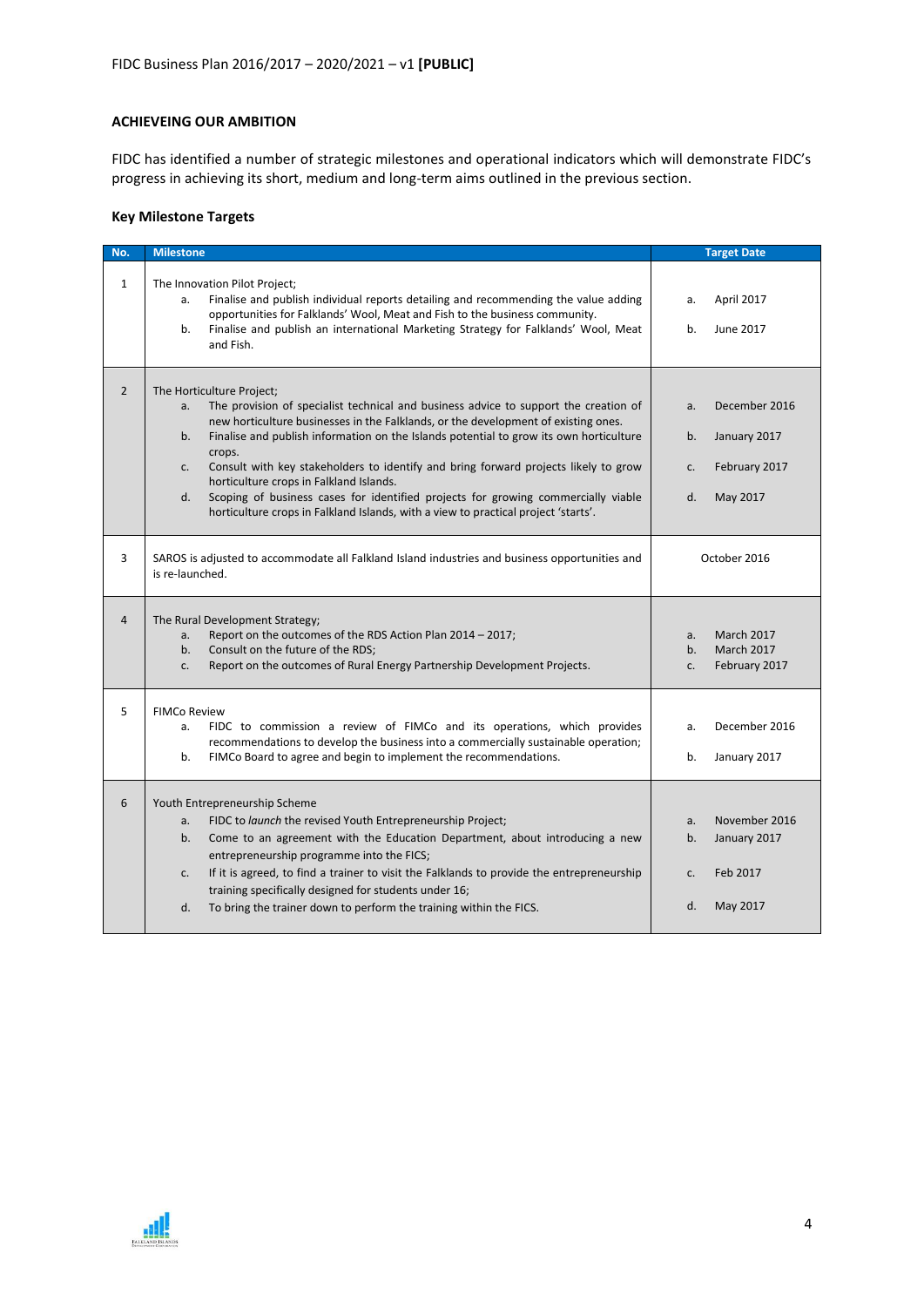## ACHIEVEING OUR AMBITION

FIDC has identified a number of strategic milestones and operational indicators which will demonstrate FIDC's progress in achieving its short, medium and long-term aims outlined in the previous section.

### Key Milestone Targets

| No. | Milestone | Target Date |
|---|---|---|
| 1 | The Innovation Pilot Project;<br>a. Finalise and publish individual reports detailing and recommending the value adding opportunities for Falklands' Wool, Meat and Fish to the business community.<br>b. Finalise and publish an international Marketing Strategy for Falklands' Wool, Meat and Fish. | a. April 2017<br>b. June 2017 |
| 2 | The Horticulture Project;<br>a. The provision of specialist technical and business advice to support the creation of new horticulture businesses in the Falklands, or the development of existing ones.<br>b. Finalise and publish information on the Islands potential to grow its own horticulture crops.<br>c. Consult with key stakeholders to identify and bring forward projects likely to grow horticulture crops in Falkland Islands.<br>d. Scoping of business cases for identified projects for growing commercially viable horticulture crops in Falkland Islands, with a view to practical project 'starts'. | a. December 2016<br>b. January 2017<br>c. February 2017<br>d. May 2017 |
| 3 | SAROS is adjusted to accommodate all Falkland Island industries and business opportunities and is re-launched. | October 2016 |
| 4 | The Rural Development Strategy;<br>a. Report on the outcomes of the RDS Action Plan 2014 – 2017;<br>b. Consult on the future of the RDS;<br>c. Report on the outcomes of Rural Energy Partnership Development Projects. | a. March 2017<br>b. March 2017<br>c. February 2017 |
| 5 | FIMCo Review<br>a. FIDC to commission a review of FIMCo and its operations, which provides recommendations to develop the business into a commercially sustainable operation;<br>b. FIMCo Board to agree and begin to implement the recommendations. | a. December 2016<br>b. January 2017 |
| 6 | Youth Entrepreneurship Scheme<br>a. FIDC to *launch* the revised Youth Entrepreneurship Project;<br>b. Come to an agreement with the Education Department, about introducing a new entrepreneurship programme into the FICS;<br>c. If it is agreed, to find a trainer to visit the Falklands to provide the entrepreneurship training specifically designed for students under 16;<br>d. To bring the trainer down to perform the training within the FICS. | a. November 2016<br>b. January 2017<br>c. Feb 2017<br>d. May 2017 |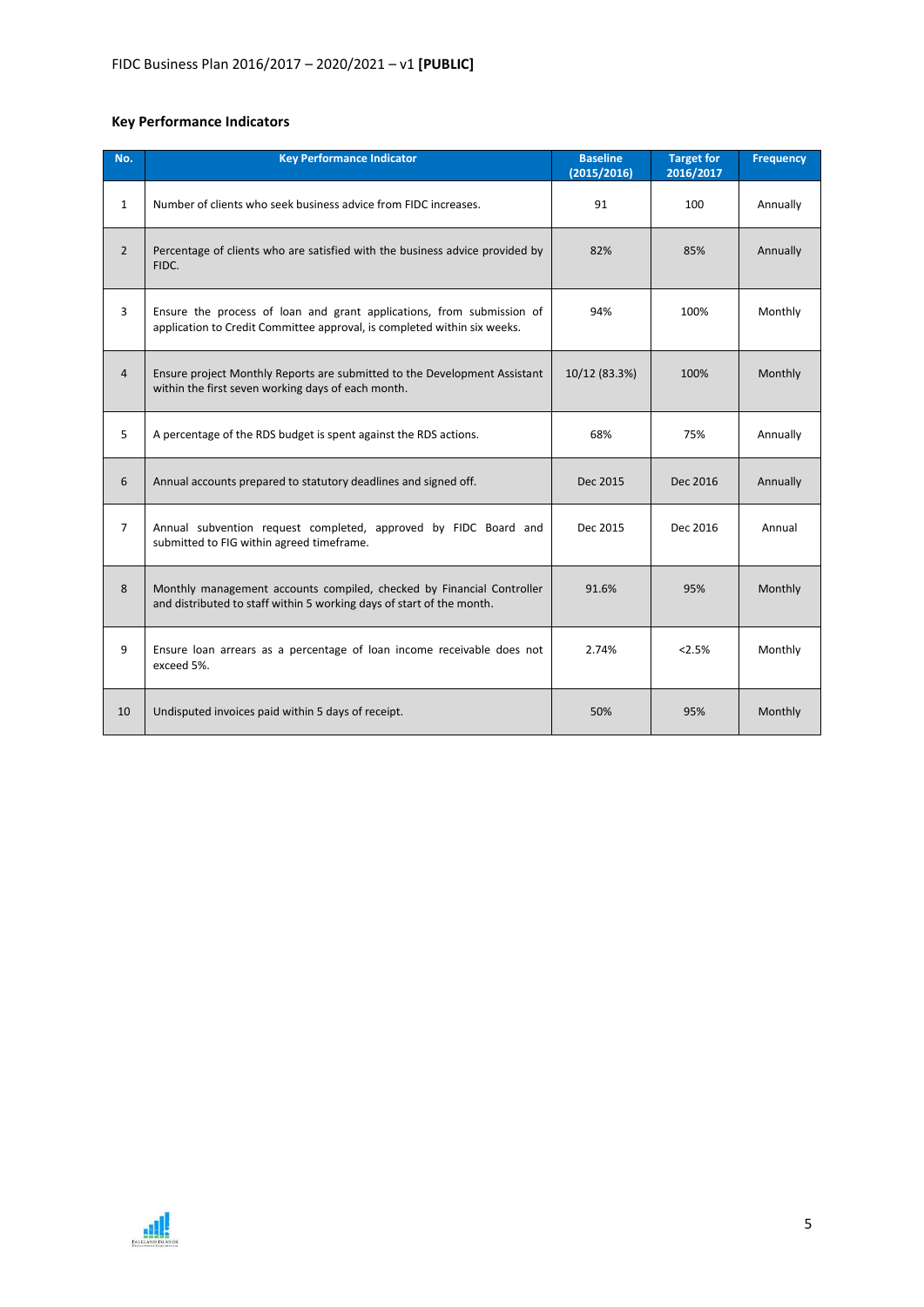### Key Performance Indicators

| No. | Key Performance Indicator | Baseline (2015/2016) | Target for 2016/2017 | Frequency |
|---|---|---|---|---|
| 1 | Number of clients who seek business advice from FIDC increases. | 91 | 100 | Annually |
| 2 | Percentage of clients who are satisfied with the business advice provided by FIDC. | 82% | 85% | Annually |
| 3 | Ensure the process of loan and grant applications, from submission of application to Credit Committee approval, is completed within six weeks. | 94% | 100% | Monthly |
| 4 | Ensure project Monthly Reports are submitted to the Development Assistant within the first seven working days of each month. | 10/12 (83.3%) | 100% | Monthly |
| 5 | A percentage of the RDS budget is spent against the RDS actions. | 68% | 75% | Annually |
| 6 | Annual accounts prepared to statutory deadlines and signed off. | Dec 2015 | Dec 2016 | Annually |
| 7 | Annual subvention request completed, approved by FIDC Board and submitted to FIG within agreed timeframe. | Dec 2015 | Dec 2016 | Annual |
| 8 | Monthly management accounts compiled, checked by Financial Controller and distributed to staff within 5 working days of start of the month. | 91.6% | 95% | Monthly |
| 9 | Ensure loan arrears as a percentage of loan income receivable does not exceed 5%. | 2.74% | <2.5% | Monthly |
| 10 | Undisputed invoices paid within 5 days of receipt. | 50% | 95% | Monthly |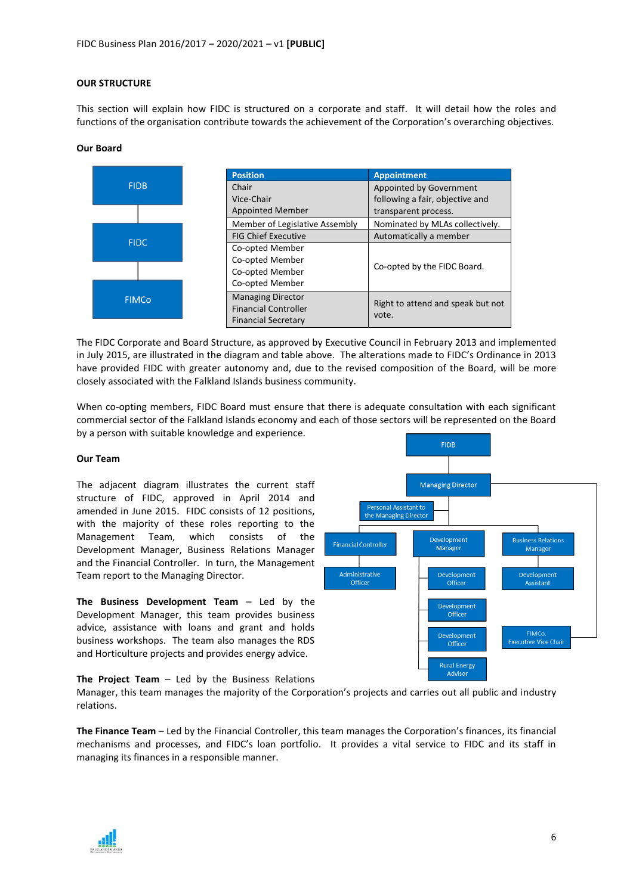## OUR STRUCTURE

This section will explain how FIDC is structured on a corporate and staff. It will detail how the roles and functions of the organisation contribute towards the achievement of the Corporation's overarching objectives.

### Our Board

FIDB

FIDC

FIMCo

| Position | Appointment |
|---|---|
| Chair<br>Vice-Chair<br>Appointed Member | Appointed by Government following a fair, objective and transparent process. |
| Member of Legislative Assembly | Nominated by MLAs collectively. |
| FIG Chief Executive | Automatically a member |
| Co-opted Member<br>Co-opted Member<br>Co-opted Member<br>Co-opted Member | Co-opted by the FIDC Board. |
| Managing Director<br>Financial Controller<br>Financial Secretary | Right to attend and speak but not vote. |

The FIDC Corporate and Board Structure, as approved by Executive Council in February 2013 and implemented in July 2015, are illustrated in the diagram and table above. The alterations made to FIDC's Ordinance in 2013 have provided FIDC with greater autonomy and, due to the revised composition of the Board, will be more closely associated with the Falkland Islands business community.

When co-opting members, FIDC Board must ensure that there is adequate consultation with each significant commercial sector of the Falkland Islands economy and each of those sectors will be represented on the Board by a person with suitable knowledge and experience.

### Our Team

The adjacent diagram illustrates the current staff structure of FIDC, approved in April 2014 and amended in June 2015. FIDC consists of 12 positions, with the majority of these roles reporting to the Management Team, which consists of the Development Manager, Business Relations Manager and the Financial Controller. In turn, the Management Team report to the Managing Director.

FIDB

Managing Director

Personal Assistant to the Managing Director

Financial Controller

Administrative Officer

Development Manager

Development Officer

Development Officer

Development Officer

Rural Energy Advisor

Business Relations Manager

Development Assistant

FIMCo. Executive Vice Chair

**The Business Development Team** – Led by the Development Manager, this team provides business advice, assistance with loans and grant and holds business workshops. The team also manages the RDS and Horticulture projects and provides energy advice.

**The Project Team** – Led by the Business Relations Manager, this team manages the majority of the Corporation's projects and carries out all public and industry relations.

**The Finance Team** – Led by the Financial Controller, this team manages the Corporation's finances, its financial mechanisms and processes, and FIDC's loan portfolio. It provides a vital service to FIDC and its staff in managing its finances in a responsible manner.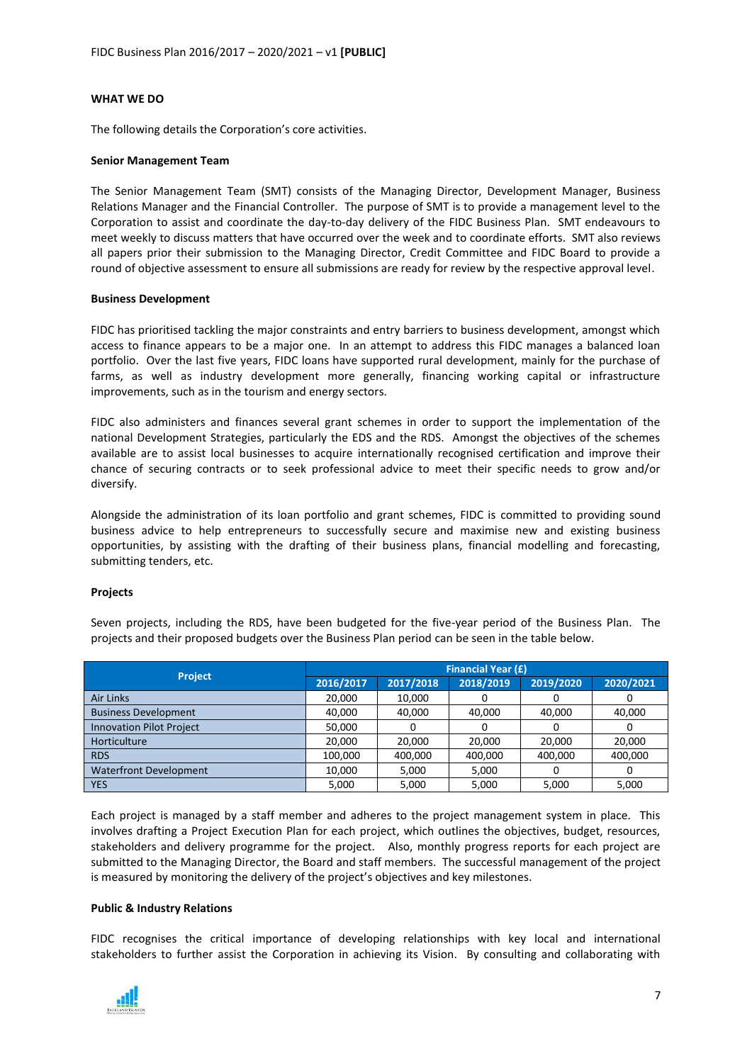## WHAT WE DO

The following details the Corporation's core activities.

### Senior Management Team

The Senior Management Team (SMT) consists of the Managing Director, Development Manager, Business Relations Manager and the Financial Controller. The purpose of SMT is to provide a management level to the Corporation to assist and coordinate the day-to-day delivery of the FIDC Business Plan. SMT endeavours to meet weekly to discuss matters that have occurred over the week and to coordinate efforts. SMT also reviews all papers prior their submission to the Managing Director, Credit Committee and FIDC Board to provide a round of objective assessment to ensure all submissions are ready for review by the respective approval level.

### Business Development

FIDC has prioritised tackling the major constraints and entry barriers to business development, amongst which access to finance appears to be a major one. In an attempt to address this FIDC manages a balanced loan portfolio. Over the last five years, FIDC loans have supported rural development, mainly for the purchase of farms, as well as industry development more generally, financing working capital or infrastructure improvements, such as in the tourism and energy sectors.

FIDC also administers and finances several grant schemes in order to support the implementation of the national Development Strategies, particularly the EDS and the RDS. Amongst the objectives of the schemes available are to assist local businesses to acquire internationally recognised certification and improve their chance of securing contracts or to seek professional advice to meet their specific needs to grow and/or diversify.

Alongside the administration of its loan portfolio and grant schemes, FIDC is committed to providing sound business advice to help entrepreneurs to successfully secure and maximise new and existing business opportunities, by assisting with the drafting of their business plans, financial modelling and forecasting, submitting tenders, etc.

### Projects

Seven projects, including the RDS, have been budgeted for the five-year period of the Business Plan. The projects and their proposed budgets over the Business Plan period can be seen in the table below.

| Project | Financial Year (£) | | | | |
|---|---|---|---|---|---|
| | 2016/2017 | 2017/2018 | 2018/2019 | 2019/2020 | 2020/2021 |
| Air Links | 20,000 | 10,000 | 0 | 0 | 0 |
| Business Development | 40,000 | 40,000 | 40,000 | 40,000 | 40,000 |
| Innovation Pilot Project | 50,000 | 0 | 0 | 0 | 0 |
| Horticulture | 20,000 | 20,000 | 20,000 | 20,000 | 20,000 |
| RDS | 100,000 | 400,000 | 400,000 | 400,000 | 400,000 |
| Waterfront Development | 10,000 | 5,000 | 5,000 | 0 | 0 |
| YES | 5,000 | 5,000 | 5,000 | 5,000 | 5,000 |

Each project is managed by a staff member and adheres to the project management system in place. This involves drafting a Project Execution Plan for each project, which outlines the objectives, budget, resources, stakeholders and delivery programme for the project. Also, monthly progress reports for each project are submitted to the Managing Director, the Board and staff members. The successful management of the project is measured by monitoring the delivery of the project's objectives and key milestones.

### Public & Industry Relations

FIDC recognises the critical importance of developing relationships with key local and international stakeholders to further assist the Corporation in achieving its Vision. By consulting and collaborating with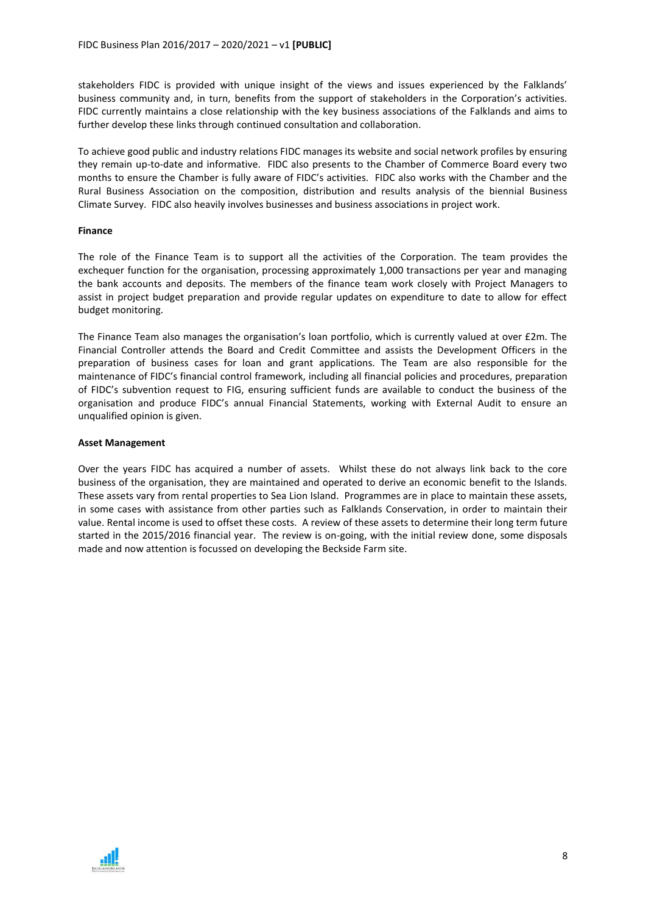stakeholders FIDC is provided with unique insight of the views and issues experienced by the Falklands' business community and, in turn, benefits from the support of stakeholders in the Corporation's activities. FIDC currently maintains a close relationship with the key business associations of the Falklands and aims to further develop these links through continued consultation and collaboration.

To achieve good public and industry relations FIDC manages its website and social network profiles by ensuring they remain up-to-date and informative. FIDC also presents to the Chamber of Commerce Board every two months to ensure the Chamber is fully aware of FIDC's activities. FIDC also works with the Chamber and the Rural Business Association on the composition, distribution and results analysis of the biennial Business Climate Survey. FIDC also heavily involves businesses and business associations in project work.

**Finance**

The role of the Finance Team is to support all the activities of the Corporation. The team provides the exchequer function for the organisation, processing approximately 1,000 transactions per year and managing the bank accounts and deposits. The members of the finance team work closely with Project Managers to assist in project budget preparation and provide regular updates on expenditure to date to allow for effect budget monitoring.

The Finance Team also manages the organisation's loan portfolio, which is currently valued at over £2m. The Financial Controller attends the Board and Credit Committee and assists the Development Officers in the preparation of business cases for loan and grant applications. The Team are also responsible for the maintenance of FIDC's financial control framework, including all financial policies and procedures, preparation of FIDC's subvention request to FIG, ensuring sufficient funds are available to conduct the business of the organisation and produce FIDC's annual Financial Statements, working with External Audit to ensure an unqualified opinion is given.

**Asset Management**

Over the years FIDC has acquired a number of assets. Whilst these do not always link back to the core business of the organisation, they are maintained and operated to derive an economic benefit to the Islands. These assets vary from rental properties to Sea Lion Island. Programmes are in place to maintain these assets, in some cases with assistance from other parties such as Falklands Conservation, in order to maintain their value. Rental income is used to offset these costs. A review of these assets to determine their long term future started in the 2015/2016 financial year. The review is on-going, with the initial review done, some disposals made and now attention is focussed on developing the Beckside Farm site.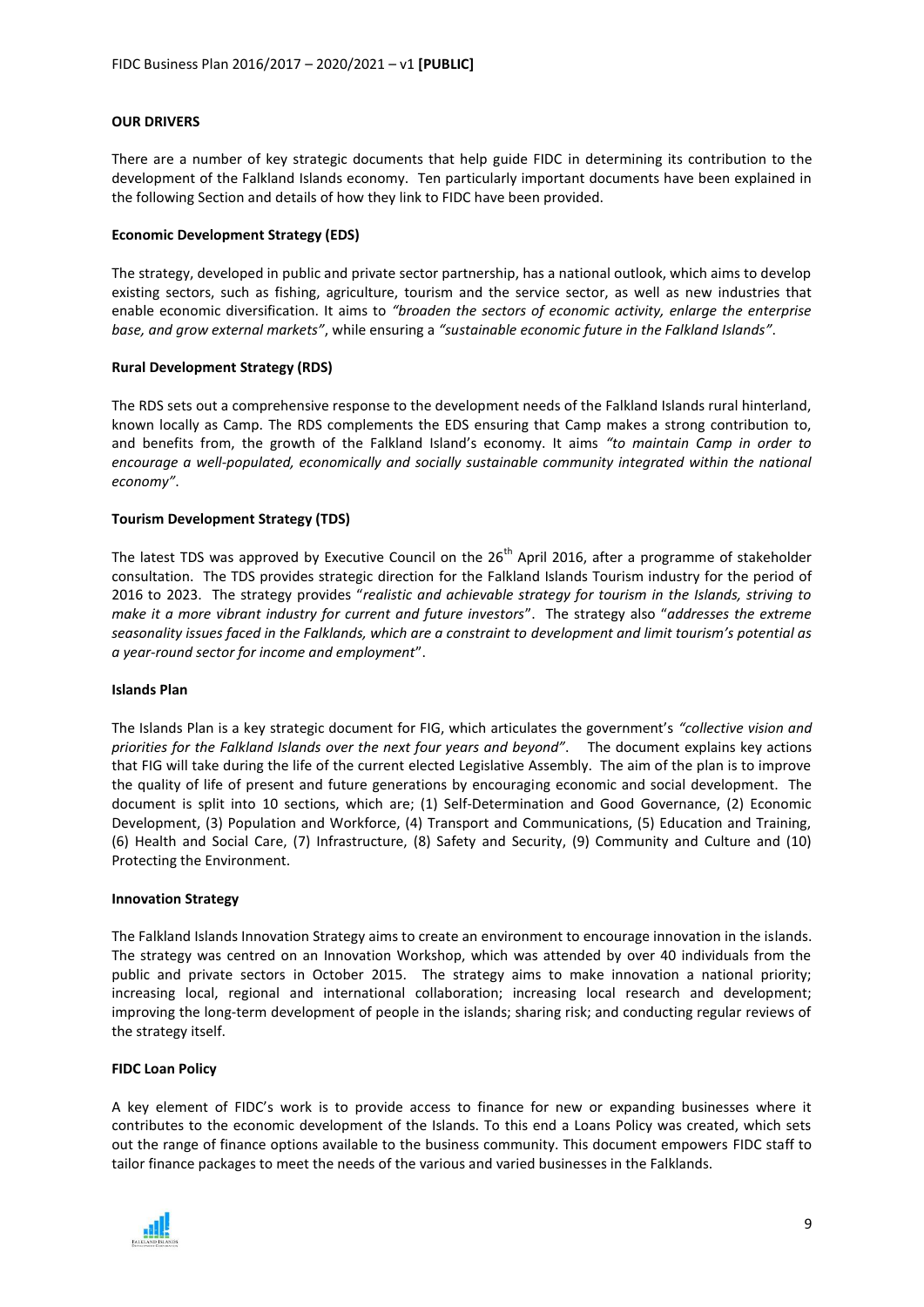**OUR DRIVERS**

There are a number of key strategic documents that help guide FIDC in determining its contribution to the development of the Falkland Islands economy. Ten particularly important documents have been explained in the following Section and details of how they link to FIDC have been provided.

**Economic Development Strategy (EDS)**

The strategy, developed in public and private sector partnership, has a national outlook, which aims to develop existing sectors, such as fishing, agriculture, tourism and the service sector, as well as new industries that enable economic diversification. It aims to *"broaden the sectors of economic activity, enlarge the enterprise base, and grow external markets"*, while ensuring a *"sustainable economic future in the Falkland Islands"*.

**Rural Development Strategy (RDS)**

The RDS sets out a comprehensive response to the development needs of the Falkland Islands rural hinterland, known locally as Camp. The RDS complements the EDS ensuring that Camp makes a strong contribution to, and benefits from, the growth of the Falkland Island's economy. It aims *"to maintain Camp in order to encourage a well-populated, economically and socially sustainable community integrated within the national economy"*.

**Tourism Development Strategy (TDS)**

The latest TDS was approved by Executive Council on the 26th April 2016, after a programme of stakeholder consultation. The TDS provides strategic direction for the Falkland Islands Tourism industry for the period of 2016 to 2023. The strategy provides "*realistic and achievable strategy for tourism in the Islands, striving to make it a more vibrant industry for current and future investors*". The strategy also "*addresses the extreme seasonality issues faced in the Falklands, which are a constraint to development and limit tourism's potential as a year-round sector for income and employment*".

**Islands Plan**

The Islands Plan is a key strategic document for FIG, which articulates the government's *"collective vision and priorities for the Falkland Islands over the next four years and beyond"*. The document explains key actions that FIG will take during the life of the current elected Legislative Assembly. The aim of the plan is to improve the quality of life of present and future generations by encouraging economic and social development. The document is split into 10 sections, which are; (1) Self-Determination and Good Governance, (2) Economic Development, (3) Population and Workforce, (4) Transport and Communications, (5) Education and Training, (6) Health and Social Care, (7) Infrastructure, (8) Safety and Security, (9) Community and Culture and (10) Protecting the Environment.

**Innovation Strategy**

The Falkland Islands Innovation Strategy aims to create an environment to encourage innovation in the islands. The strategy was centred on an Innovation Workshop, which was attended by over 40 individuals from the public and private sectors in October 2015. The strategy aims to make innovation a national priority; increasing local, regional and international collaboration; increasing local research and development; improving the long-term development of people in the islands; sharing risk; and conducting regular reviews of the strategy itself.

**FIDC Loan Policy**

A key element of FIDC's work is to provide access to finance for new or expanding businesses where it contributes to the economic development of the Islands. To this end a Loans Policy was created, which sets out the range of finance options available to the business community. This document empowers FIDC staff to tailor finance packages to meet the needs of the various and varied businesses in the Falklands.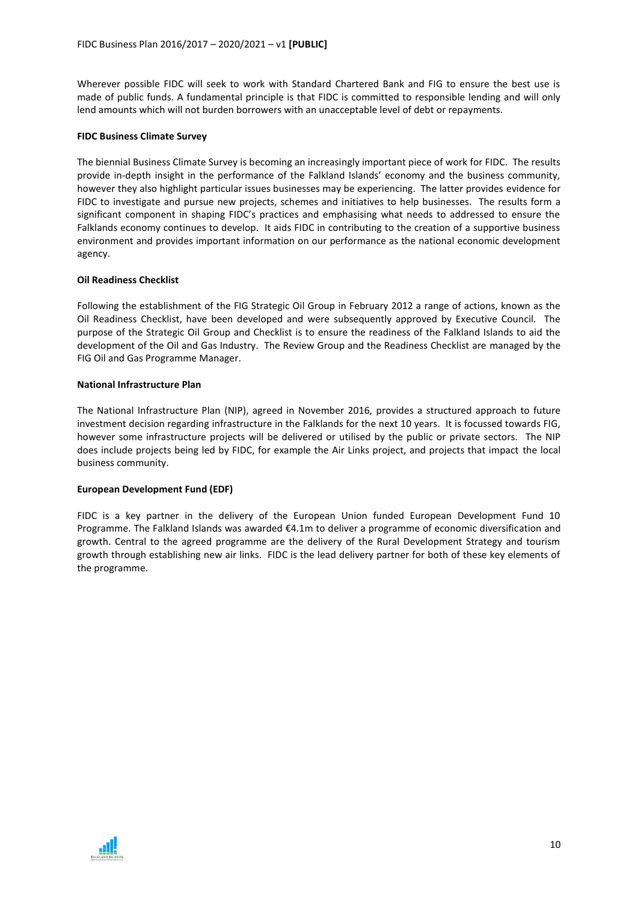Wherever possible FIDC will seek to work with Standard Chartered Bank and FIG to ensure the best use is made of public funds. A fundamental principle is that FIDC is committed to responsible lending and will only lend amounts which will not burden borrowers with an unacceptable level of debt or repayments.

**FIDC Business Climate Survey**

The biennial Business Climate Survey is becoming an increasingly important piece of work for FIDC. The results provide in-depth insight in the performance of the Falkland Islands' economy and the business community, however they also highlight particular issues businesses may be experiencing. The latter provides evidence for FIDC to investigate and pursue new projects, schemes and initiatives to help businesses. The results form a significant component in shaping FIDC's practices and emphasising what needs to addressed to ensure the Falklands economy continues to develop. It aids FIDC in contributing to the creation of a supportive business environment and provides important information on our performance as the national economic development agency.

**Oil Readiness Checklist**

Following the establishment of the FIG Strategic Oil Group in February 2012 a range of actions, known as the Oil Readiness Checklist, have been developed and were subsequently approved by Executive Council. The purpose of the Strategic Oil Group and Checklist is to ensure the readiness of the Falkland Islands to aid the development of the Oil and Gas Industry. The Review Group and the Readiness Checklist are managed by the FIG Oil and Gas Programme Manager.

**National Infrastructure Plan**

The National Infrastructure Plan (NIP), agreed in November 2016, provides a structured approach to future investment decision regarding infrastructure in the Falklands for the next 10 years. It is focussed towards FIG, however some infrastructure projects will be delivered or utilised by the public or private sectors. The NIP does include projects being led by FIDC, for example the Air Links project, and projects that impact the local business community.

**European Development Fund (EDF)**

FIDC is a key partner in the delivery of the European Union funded European Development Fund 10 Programme. The Falkland Islands was awarded €4.1m to deliver a programme of economic diversification and growth. Central to the agreed programme are the delivery of the Rural Development Strategy and tourism growth through establishing new air links. FIDC is the lead delivery partner for both of these key elements of the programme.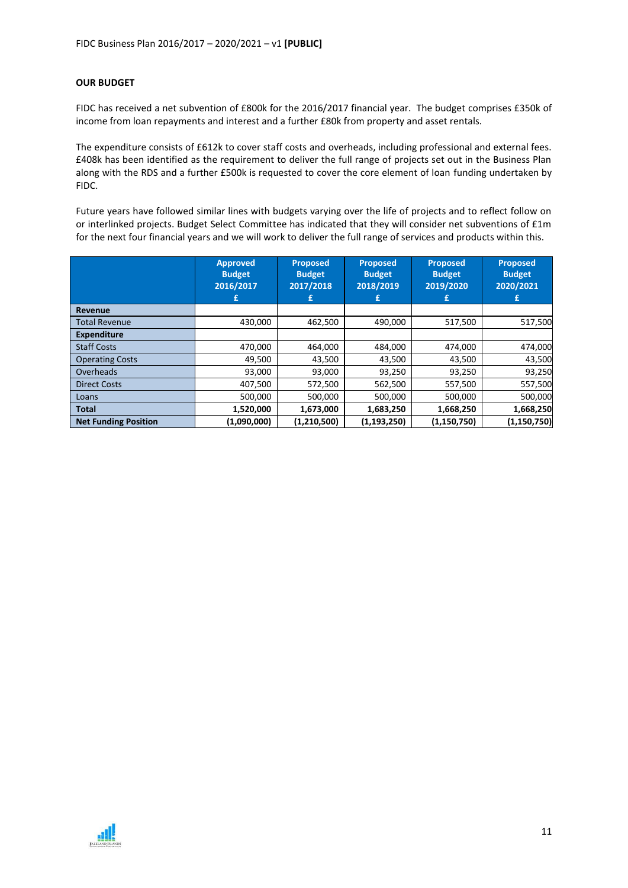## OUR BUDGET

FIDC has received a net subvention of £800k for the 2016/2017 financial year. The budget comprises £350k of income from loan repayments and interest and a further £80k from property and asset rentals.

The expenditure consists of £612k to cover staff costs and overheads, including professional and external fees. £408k has been identified as the requirement to deliver the full range of projects set out in the Business Plan along with the RDS and a further £500k is requested to cover the core element of loan funding undertaken by FIDC.

Future years have followed similar lines with budgets varying over the life of projects and to reflect follow on or interlinked projects. Budget Select Committee has indicated that they will consider net subventions of £1m for the next four financial years and we will work to deliver the full range of services and products within this.

| | Approved Budget 2016/2017 £ | Proposed Budget 2017/2018 £ | Proposed Budget 2018/2019 £ | Proposed Budget 2019/2020 £ | Proposed Budget 2020/2021 £ |
|---|---|---|---|---|---|
| **Revenue** | | | | | |
| Total Revenue | 430,000 | 462,500 | 490,000 | 517,500 | 517,500 |
| **Expenditure** | | | | | |
| Staff Costs | 470,000 | 464,000 | 484,000 | 474,000 | 474,000 |
| Operating Costs | 49,500 | 43,500 | 43,500 | 43,500 | 43,500 |
| Overheads | 93,000 | 93,000 | 93,250 | 93,250 | 93,250 |
| Direct Costs | 407,500 | 572,500 | 562,500 | 557,500 | 557,500 |
| Loans | 500,000 | 500,000 | 500,000 | 500,000 | 500,000 |
| **Total** | **1,520,000** | **1,673,000** | **1,683,250** | **1,668,250** | **1,668,250** |
| **Net Funding Position** | **(1,090,000)** | **(1,210,500)** | **(1,193,250)** | **(1,150,750)** | **(1,150,750)** |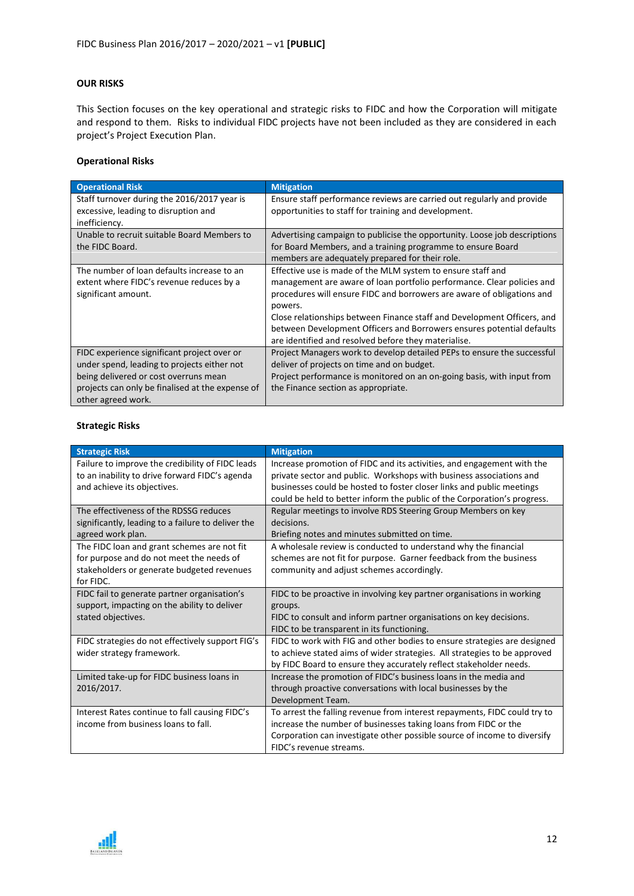## OUR RISKS

This Section focuses on the key operational and strategic risks to FIDC and how the Corporation will mitigate and respond to them. Risks to individual FIDC projects have not been included as they are considered in each project's Project Execution Plan.

### Operational Risks

| Operational Risk | Mitigation |
|---|---|
| Staff turnover during the 2016/2017 year is excessive, leading to disruption and inefficiency. | Ensure staff performance reviews are carried out regularly and provide opportunities to staff for training and development. |
| Unable to recruit suitable Board Members to the FIDC Board. | Advertising campaign to publicise the opportunity. Loose job descriptions for Board Members, and a training programme to ensure Board members are adequately prepared for their role. |
| The number of loan defaults increase to an extent where FIDC's revenue reduces by a significant amount. | Effective use is made of the MLM system to ensure staff and management are aware of loan portfolio performance. Clear policies and procedures will ensure FIDC and borrowers are aware of obligations and powers.<br>Close relationships between Finance staff and Development Officers, and between Development Officers and Borrowers ensures potential defaults are identified and resolved before they materialise. |
| FIDC experience significant project over or under spend, leading to projects either not being delivered or cost overruns mean projects can only be finalised at the expense of other agreed work. | Project Managers work to develop detailed PEPs to ensure the successful deliver of projects on time and on budget.<br>Project performance is monitored on an on-going basis, with input from the Finance section as appropriate. |

### Strategic Risks

| Strategic Risk | Mitigation |
|---|---|
| Failure to improve the credibility of FIDC leads to an inability to drive forward FIDC's agenda and achieve its objectives. | Increase promotion of FIDC and its activities, and engagement with the private sector and public. Workshops with business associations and businesses could be hosted to foster closer links and public meetings could be held to better inform the public of the Corporation's progress. |
| The effectiveness of the RDSSG reduces significantly, leading to a failure to deliver the agreed work plan. | Regular meetings to involve RDS Steering Group Members on key decisions.<br>Briefing notes and minutes submitted on time. |
| The FIDC loan and grant schemes are not fit for purpose and do not meet the needs of stakeholders or generate budgeted revenues for FIDC. | A wholesale review is conducted to understand why the financial schemes are not fit for purpose. Garner feedback from the business community and adjust schemes accordingly. |
| FIDC fail to generate partner organisation's support, impacting on the ability to deliver stated objectives. | FIDC to be proactive in involving key partner organisations in working groups.<br>FIDC to consult and inform partner organisations on key decisions.<br>FIDC to be transparent in its functioning. |
| FIDC strategies do not effectively support FIG's wider strategy framework. | FIDC to work with FIG and other bodies to ensure strategies are designed to achieve stated aims of wider strategies. All strategies to be approved by FIDC Board to ensure they accurately reflect stakeholder needs. |
| Limited take-up for FIDC business loans in 2016/2017. | Increase the promotion of FIDC's business loans in the media and through proactive conversations with local businesses by the Development Team. |
| Interest Rates continue to fall causing FIDC's income from business loans to fall. | To arrest the falling revenue from interest repayments, FIDC could try to increase the number of businesses taking loans from FIDC or the Corporation can investigate other possible source of income to diversify FIDC's revenue streams. |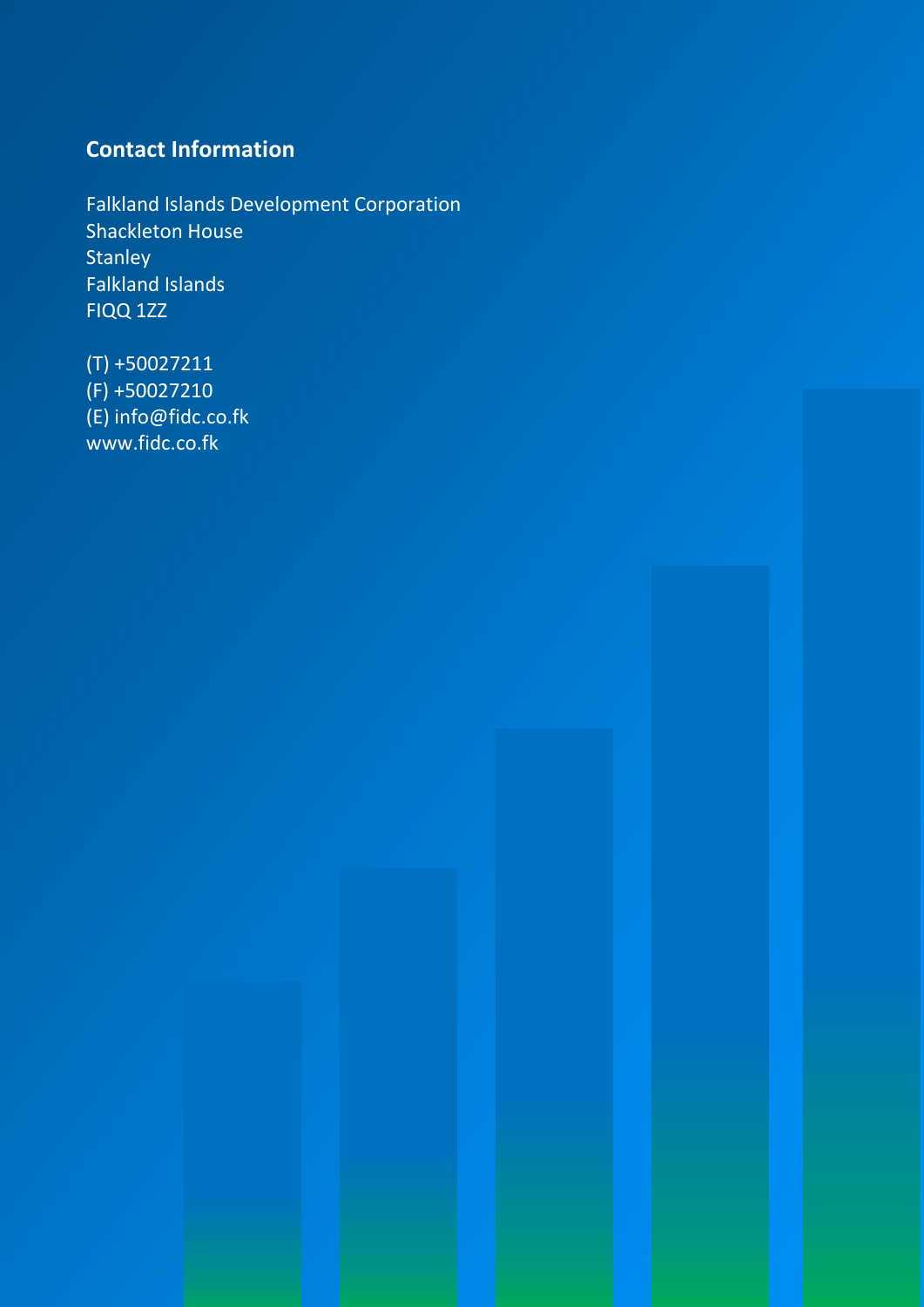## Contact Information

Falkland Islands Development Corporation
Shackleton House
Stanley
Falkland Islands
FIQQ 1ZZ

(T) +50027211
(F) +50027210
(E) info@fidc.co.fk
www.fidc.co.fk